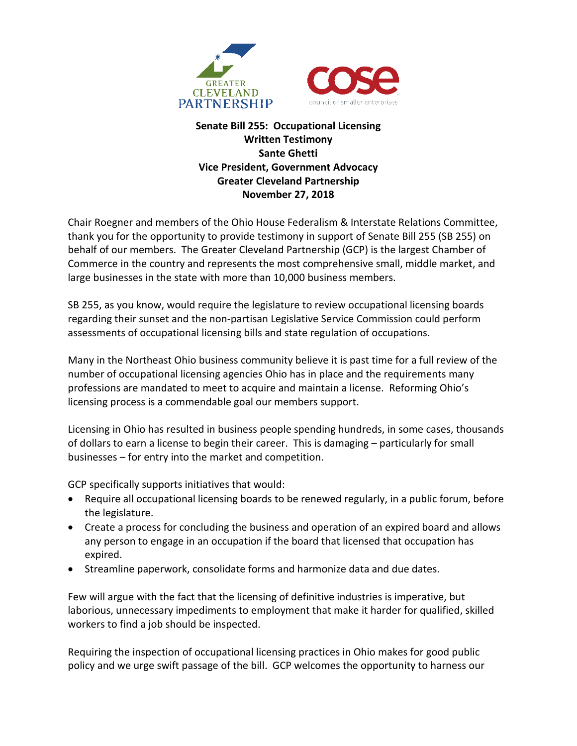**Senate Bill 255: Occupational Licensing**
**Written Testimony**
**Sante Ghetti**
**Vice President, Government Advocacy**
**Greater Cleveland Partnership**
**November 27, 2018**

Chair Roegner and members of the Ohio House Federalism & Interstate Relations Committee, thank you for the opportunity to provide testimony in support of Senate Bill 255 (SB 255) on behalf of our members. The Greater Cleveland Partnership (GCP) is the largest Chamber of Commerce in the country and represents the most comprehensive small, middle market, and large businesses in the state with more than 10,000 business members.

SB 255, as you know, would require the legislature to review occupational licensing boards regarding their sunset and the non-partisan Legislative Service Commission could perform assessments of occupational licensing bills and state regulation of occupations.

Many in the Northeast Ohio business community believe it is past time for a full review of the number of occupational licensing agencies Ohio has in place and the requirements many professions are mandated to meet to acquire and maintain a license. Reforming Ohio's licensing process is a commendable goal our members support.

Licensing in Ohio has resulted in business people spending hundreds, in some cases, thousands of dollars to earn a license to begin their career. This is damaging – particularly for small businesses – for entry into the market and competition.

GCP specifically supports initiatives that would:

- Require all occupational licensing boards to be renewed regularly, in a public forum, before the legislature.
- Create a process for concluding the business and operation of an expired board and allows any person to engage in an occupation if the board that licensed that occupation has expired.
- Streamline paperwork, consolidate forms and harmonize data and due dates.

Few will argue with the fact that the licensing of definitive industries is imperative, but laborious, unnecessary impediments to employment that make it harder for qualified, skilled workers to find a job should be inspected.

Requiring the inspection of occupational licensing practices in Ohio makes for good public policy and we urge swift passage of the bill. GCP welcomes the opportunity to harness our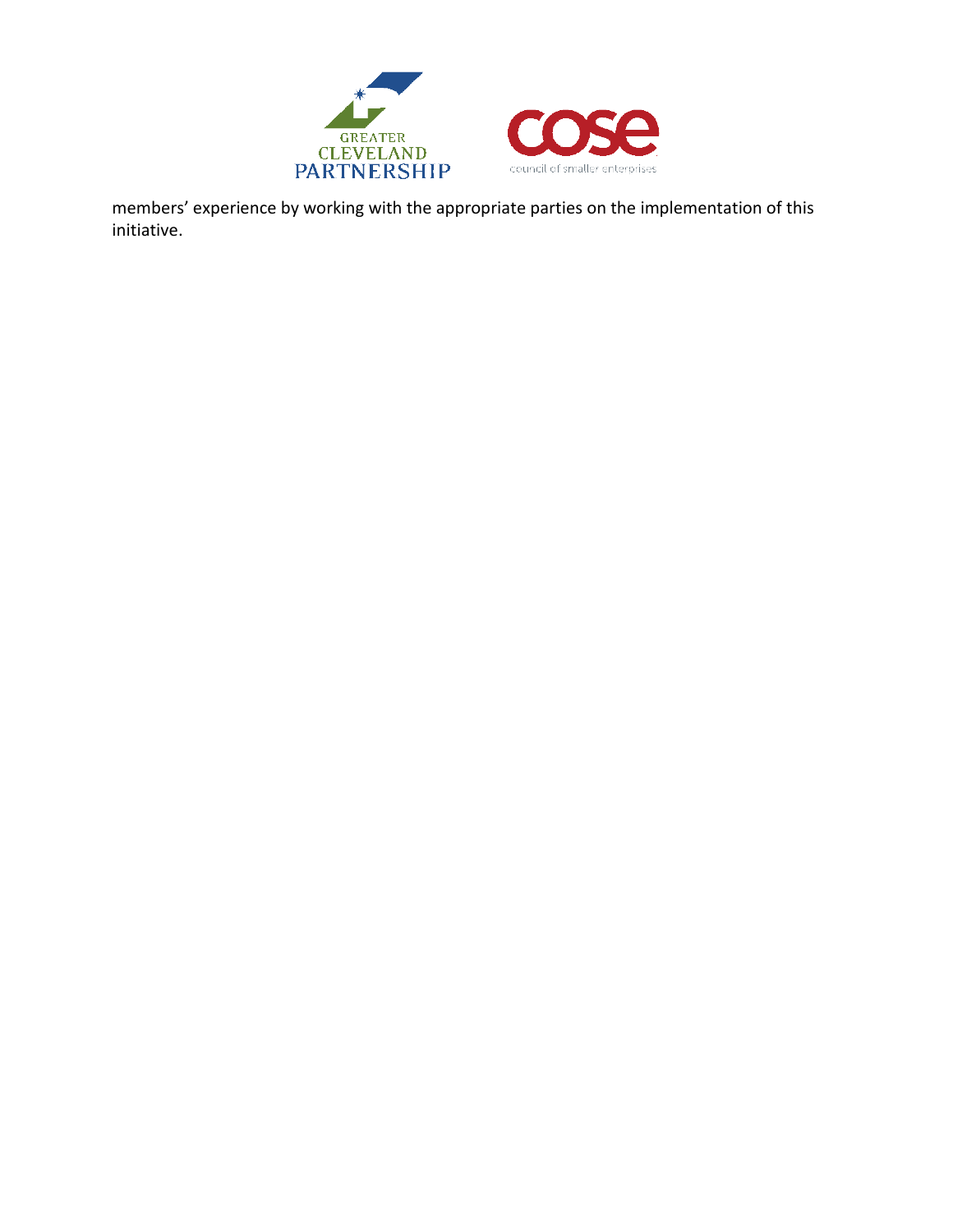members' experience by working with the appropriate parties on the implementation of this initiative.